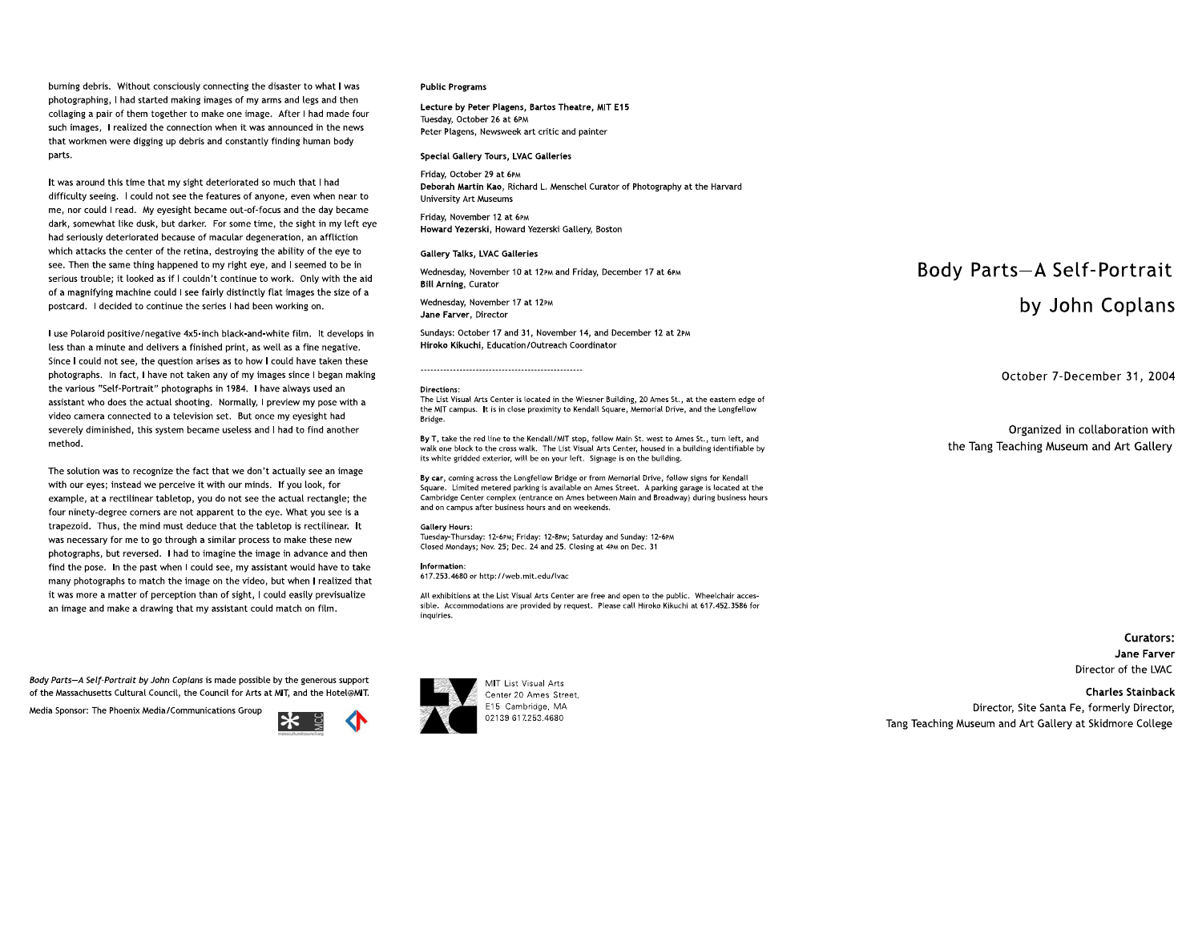burning debris. Without consciously connecting the disaster to what I was photographing, I had started making images of my arms and legs and then collaging a pair of them together to make one image. After I had made four such images, I realized the connection when it was announced in the news that workmen were digging up debris and constantly finding human body parts.

It was around this time that my sight deteriorated so much that I had difficulty seeing. I could not see the features of anyone, even when near to me, nor could I read. My eyesight became out-of-focus and the day became dark, somewhat like dusk, but darker. For some time, the sight in my left eye had seriously deteriorated because of macular degeneration, an affliction which attacks the center of the retina, destroying the ability of the eye to see. Then the same thing happened to my right eye, and I seemed to be in serious trouble; it looked as if I couldn't continue to work. Only with the aid of a magnifying machine could I see fairly distinctly flat images the size of a postcard. I decided to continue the series I had been working on.

I use Polaroid positive/negative 4x5-inch black-and-white film. It develops in less than a minute and delivers a finished print, as well as a fine negative. Since I could not see, the question arises as to how I could have taken these photographs. In fact, I have not taken any of my images since I began making the various "Self-Portrait" photographs in 1984. I have always used an assistant who does the actual shooting. Normally, I preview my pose with a video camera connected to a television set. But once my eyesight had severely diminished, this system became useless and I had to find another method.

The solution was to recognize the fact that we don't actually see an image with our eyes; instead we perceive it with our minds. If you look, for example, at a rectilinear tabletop, you do not see the actual rectangle; the four ninety-degree corners are not apparent to the eye. What you see is a trapezoid. Thus, the mind must deduce that the tabletop is rectilinear. It was necessary for me to go through a similar process to make these new photographs, but reversed. I had to imagine the image in advance and then find the pose. In the past when I could see, my assistant would have to take many photographs to match the image on the video, but when I realized that it was more a matter of perception than of sight, I could easily previsualize an image and make a drawing that my assistant could match on film.

*Body Parts—A Self-Portrait by John Coplans* is made possible by the generous support of the Massachusetts Cultural Council, the Council for Arts at MIT, and the Hotel@MIT.

Media Sponsor: The Phoenix Media/Communications Group

**Public Programs**

**Lecture by Peter Plagens, Bartos Theatre, MIT E15**
Tuesday, October 26 at 6PM
Peter Plagens, Newsweek art critic and painter

**Special Gallery Tours, LVAC Galleries**

Friday, October 29 at 6PM
**Deborah Martin Kao**, Richard L. Menschel Curator of Photography at the Harvard University Art Museums

Friday, November 12 at 6PM
**Howard Yezerski**, Howard Yezerski Gallery, Boston

**Gallery Talks, LVAC Galleries**

Wednesday, November 10 at 12PM and Friday, December 17 at 6PM
**Bill Arning**, Curator

Wednesday, November 17 at 12PM
**Jane Farver**, Director

Sundays: October 17 and 31, November 14, and December 12 at 2PM
**Hiroko Kikuchi**, Education/Outreach Coordinator

---

**Directions:**
The List Visual Arts Center is located in the Wiesner Building, 20 Ames St., at the eastern edge of the MIT campus. It is in close proximity to Kendall Square, Memorial Drive, and the Longfellow Bridge.

**By T**, take the red line to the Kendall/MIT stop, follow Main St. west to Ames St., turn left, and walk one block to the cross walk. The List Visual Arts Center, housed in a building identifiable by its white gridded exterior, will be on your left. Signage is on the building.

**By car**, coming across the Longfellow Bridge or from Memorial Drive, follow signs for Kendall Square. Limited metered parking is available on Ames Street. A parking garage is located at the Cambridge Center complex (entrance on Ames between Main and Broadway) during business hours and on campus after business hours and on weekends.

**Gallery Hours:**
Tuesday-Thursday: 12-6PM; Friday: 12-8PM; Saturday and Sunday: 12-6PM
Closed Mondays; Nov. 25; Dec. 24 and 25. Closing at 4PM on Dec. 31

**Information:**
617.253.4680 or http://web.mit.edu/lvac

All exhibitions at the List Visual Arts Center are free and open to the public. Wheelchair accessible. Accommodations are provided by request. Please call Hiroko Kikuchi at 617.452.3586 for inquiries.

MIT List Visual Arts Center 20 Ames Street, E15 Cambridge, MA 02139 617.253.4680

# Body Parts—A Self-Portrait by John Coplans

October 7–December 31, 2004

Organized in collaboration with the Tang Teaching Museum and Art Gallery

**Curators:**

**Jane Farver**
Director of the LVAC

**Charles Stainback**
Director, Site Santa Fe, formerly Director, Tang Teaching Museum and Art Gallery at Skidmore College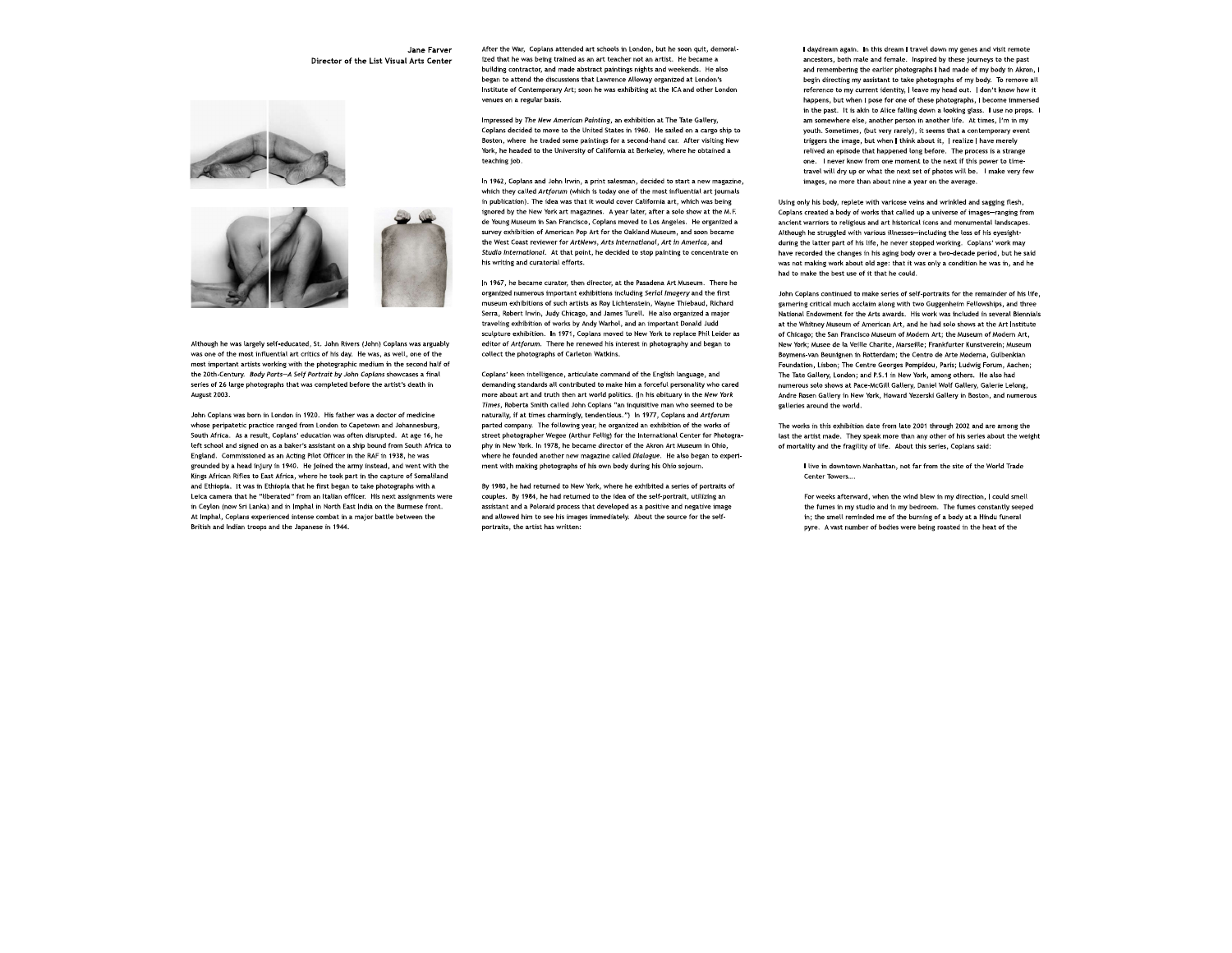**Jane Farver**
**Director of the List Visual Arts Center**

Although he was largely self-educated, St. John Rivers (John) Coplans was arguably was one of the most influential art critics of his day. He was, as well, one of the most important artists working with the photographic medium in the second half of the 20th-Century. *Body Parts—A Self Portrait by John Coplans* showcases a final series of 26 large photographs that was completed before the artist's death in August 2003.

John Coplans was born in London in 1920. His father was a doctor of medicine whose peripatetic practice ranged from London to Capetown and Johannesburg, South Africa. As a result, Coplans' education was often disrupted. At age 16, he left school and signed on as a baker's assistant on a ship bound from South Africa to England. Commissioned as an Acting Pilot Officer in the RAF in 1938, he was grounded by a head injury in 1940. He joined the army instead, and went with the Kings African Rifles to East Africa, where he took part in the capture of Somaliland and Ethiopia. It was in Ethiopia that he first began to take photographs with a Leica camera that he "liberated" from an Italian officer. His next assignments were in Ceylon (now Sri Lanka) and in Imphal in North East India on the Burmese front. At Imphal, Coplans experienced intense combat in a major battle between the British and Indian troops and the Japanese in 1944.

After the War, Coplans attended art schools in London, but he soon quit, demoralized that he was being trained as an art teacher not an artist. He became a building contractor, and made abstract paintings nights and weekends. He also began to attend the discussions that Lawrence Alloway organized at London's Institute of Contemporary Art; soon he was exhibiting at the ICA and other London venues on a regular basis.

Impressed by *The New American Painting*, an exhibition at The Tate Gallery, Coplans decided to move to the United States in 1960. He sailed on a cargo ship to Boston, where he traded some paintings for a second-hand car. After visiting New York, he headed to the University of California at Berkeley, where he obtained a teaching job.

In 1962, Coplans and John Irwin, a print salesman, decided to start a new magazine, which they called *Artforum* (which is today one of the most influential art journals in publication). The idea was that it would cover California art, which was being ignored by the New York art magazines. A year later, after a solo show at the M.F. de Young Museum in San Francisco, Coplans moved to Los Angeles. He organized a survey exhibition of American Pop Art for the Oakland Museum, and soon became the West Coast reviewer for *ArtNews*, *Arts International*, *Art in America*, and *Studio International*. At that point, he decided to stop painting to concentrate on his writing and curatorial efforts.

In 1967, he became curator, then director, at the Pasadena Art Museum. There he organized numerous important exhibitions including *Serial Imagery* and the first museum exhibitions of such artists as Roy Lichtenstein, Wayne Thiebaud, Richard Serra, Robert Irwin, Judy Chicago, and James Turell. He also organized a major traveling exhibition of works by Andy Warhol, and an important Donald Judd sculpture exhibition. In 1971, Coplans moved to New York to replace Phil Leider as editor of *Artforum*. There he renewed his interest in photography and began to collect the photographs of Carleton Watkins.

Coplans' keen intelligence, articulate command of the English language, and demanding standards all contributed to make him a forceful personality who cared more about art and truth then art world politics. (In his obituary in the *New York Times*, Roberta Smith called John Coplans "an inquisitive man who seemed to be naturally, if at times charmingly, tendentious.") In 1977, Coplans and *Artforum* parted company. The following year, he organized an exhibition of the works of street photographer Wegee (Arthur Fellig) for the International Center for Photography in New York. In 1978, he became director of the Akron Art Museum in Ohio, where he founded another new magazine called *Dialogue*. He also began to experiment with making photographs of his own body during his Ohio sojourn.

By 1980, he had returned to New York, where he exhibited a series of portraits of couples. By 1984, he had returned to the idea of the self-portrait, utilizing an assistant and a Polaroid process that developed as a positive and negative image and allowed him to see his images immediately. About the source for the self-portraits, the artist has written:

> I daydream again. In this dream I travel down my genes and visit remote ancestors, both male and female. Inspired by these journeys to the past and remembering the earlier photographs I had made of my body in Akron, I begin directing my assistant to take photographs of my body. To remove all reference to my current identity, I leave my head out. I don't know how it happens, but when I pose for one of these photographs, I become immersed in the past. It is akin to Alice falling down a looking glass. I use no props. I am somewhere else, another person in another life. At times, I'm in my youth. Sometimes, (but very rarely), it seems that a contemporary event triggers the image, but when I think about it, I realize I have merely relived an episode that happened long before. The process is a strange one. I never know from one moment to the next if this power to time-travel will dry up or what the next set of photos will be. I make very few images, no more than about nine a year on the average.

Using only his body, replete with varicose veins and wrinkled and sagging flesh, Coplans created a body of works that called up a universe of images—ranging from ancient warriors to religious and art historical icons and monumental landscapes. Although he struggled with various illnesses—including the loss of his eyesight-during the latter part of his life, he never stopped working. Coplans' work may have recorded the changes in his aging body over a two-decade period, but he said was not making work about old age: that it was only a condition he was in, and he had to make the best use of it that he could.

John Coplans continued to make series of self-portraits for the remainder of his life, garnering critical much acclaim along with two Guggenheim Fellowships, and three National Endowment for the Arts awards. His work was included in several Biennials at the Whitney Museum of American Art, and he had solo shows at the Art Institute of Chicago; the San Francisco Museum of Modern Art; the Museum of Modern Art, New York; Musee de la Veille Charite, Marseille; Frankfurter Kunstverein; Museum Boymens-van Beunignen in Rotterdam; the Centro de Arte Moderna, Gulbenkian Foundation, Lisbon; The Centre Georges Pompidou, Paris; Ludwig Forum, Aachen; The Tate Gallery, London; and P.S.1 in New York, among others. He also had numerous solo shows at Pace-McGill Gallery, Daniel Wolf Gallery, Galerie Lelong, Andre Rosen Gallery in New York, Howard Yezerski Gallery in Boston, and numerous galleries around the world.

The works in this exhibition date from late 2001 through 2002 and are among the last the artist made. They speak more than any other of his series about the weight of mortality and the fragility of life. About this series, Coplans said:

> I live in downtown Manhattan, not far from the site of the World Trade Center Towers...
>
> For weeks afterward, when the wind blew in my direction, I could smell the fumes in my studio and in my bedroom. The fumes constantly seeped in; the smell reminded me of the burning of a body at a Hindu funeral pyre. A vast number of bodies were being roasted in the heat of the